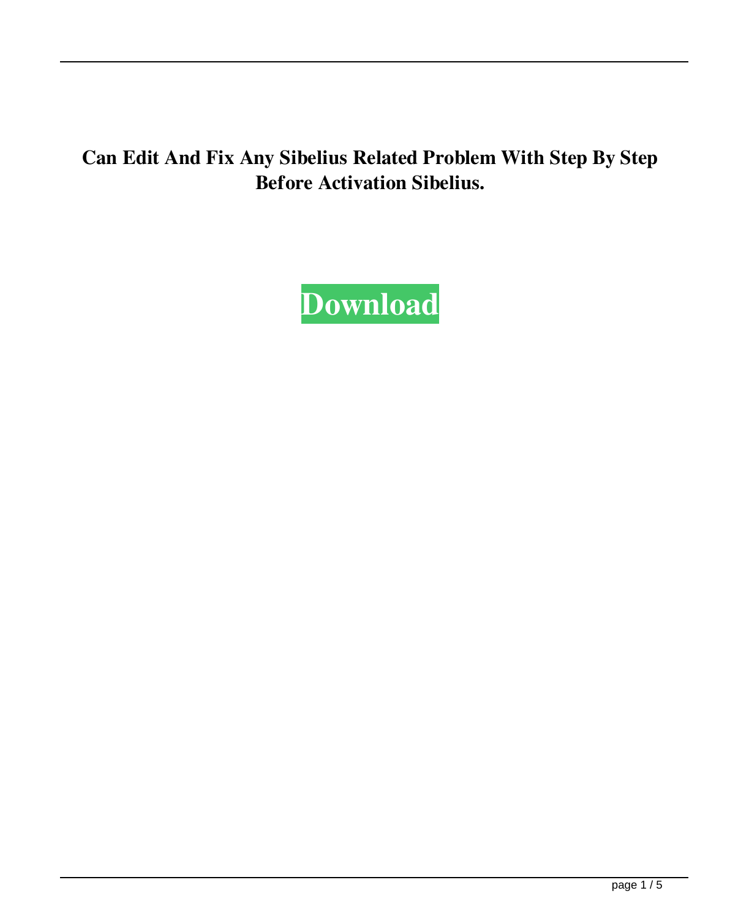**Can Edit And Fix Any Sibelius Related Problem With Step By Step Before Activation Sibelius.**

Download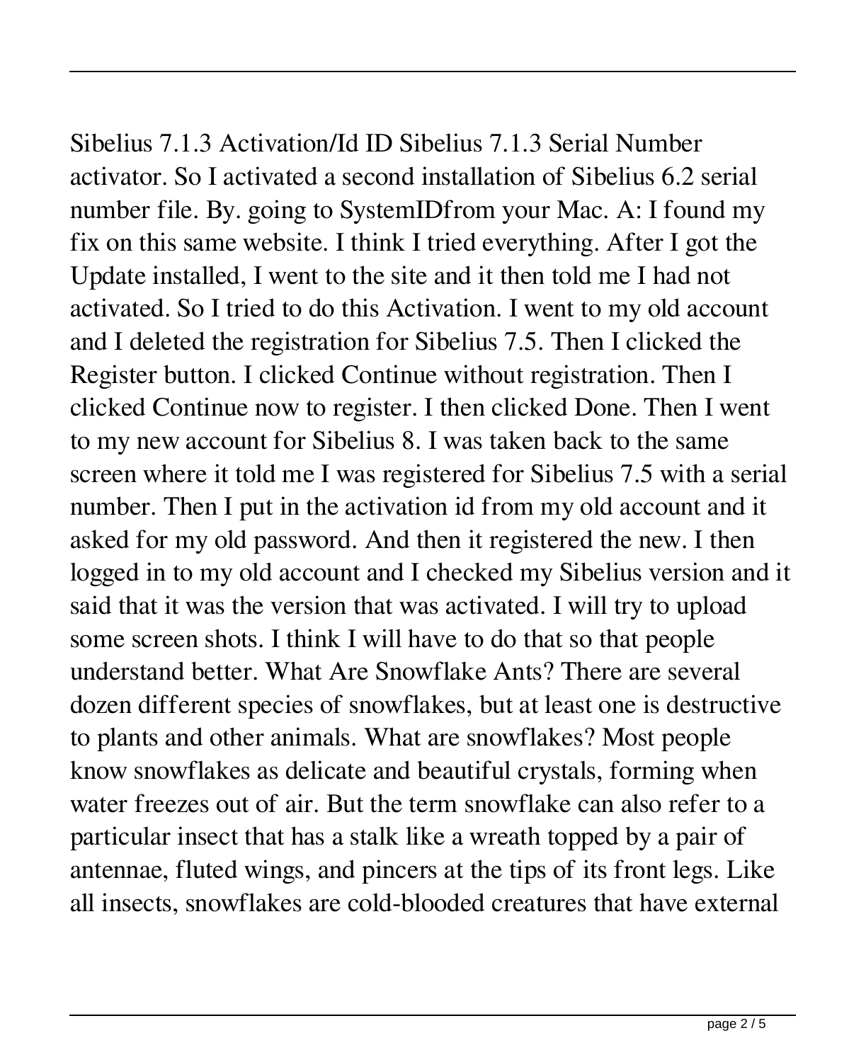Sibelius 7.1.3 Activation/Id ID Sibelius 7.1.3 Serial Number activator. So I activated a second installation of Sibelius 6.2 serial number file. By. going to SystemIDfrom your Mac. A: I found my fix on this same website. I think I tried everything. After I got the Update installed, I went to the site and it then told me I had not activated. So I tried to do this Activation. I went to my old account and I deleted the registration for Sibelius 7.5. Then I clicked the Register button. I clicked Continue without registration. Then I clicked Continue now to register. I then clicked Done. Then I went to my new account for Sibelius 8. I was taken back to the same screen where it told me I was registered for Sibelius 7.5 with a serial number. Then I put in the activation id from my old account and it asked for my old password. And then it registered the new. I then logged in to my old account and I checked my Sibelius version and it said that it was the version that was activated. I will try to upload some screen shots. I think I will have to do that so that people understand better. What Are Snowflake Ants? There are several dozen different species of snowflakes, but at least one is destructive to plants and other animals. What are snowflakes? Most people know snowflakes as delicate and beautiful crystals, forming when water freezes out of air. But the term snowflake can also refer to a particular insect that has a stalk like a wreath topped by a pair of antennae, fluted wings, and pincers at the tips of its front legs. Like all insects, snowflakes are cold-blooded creatures that have external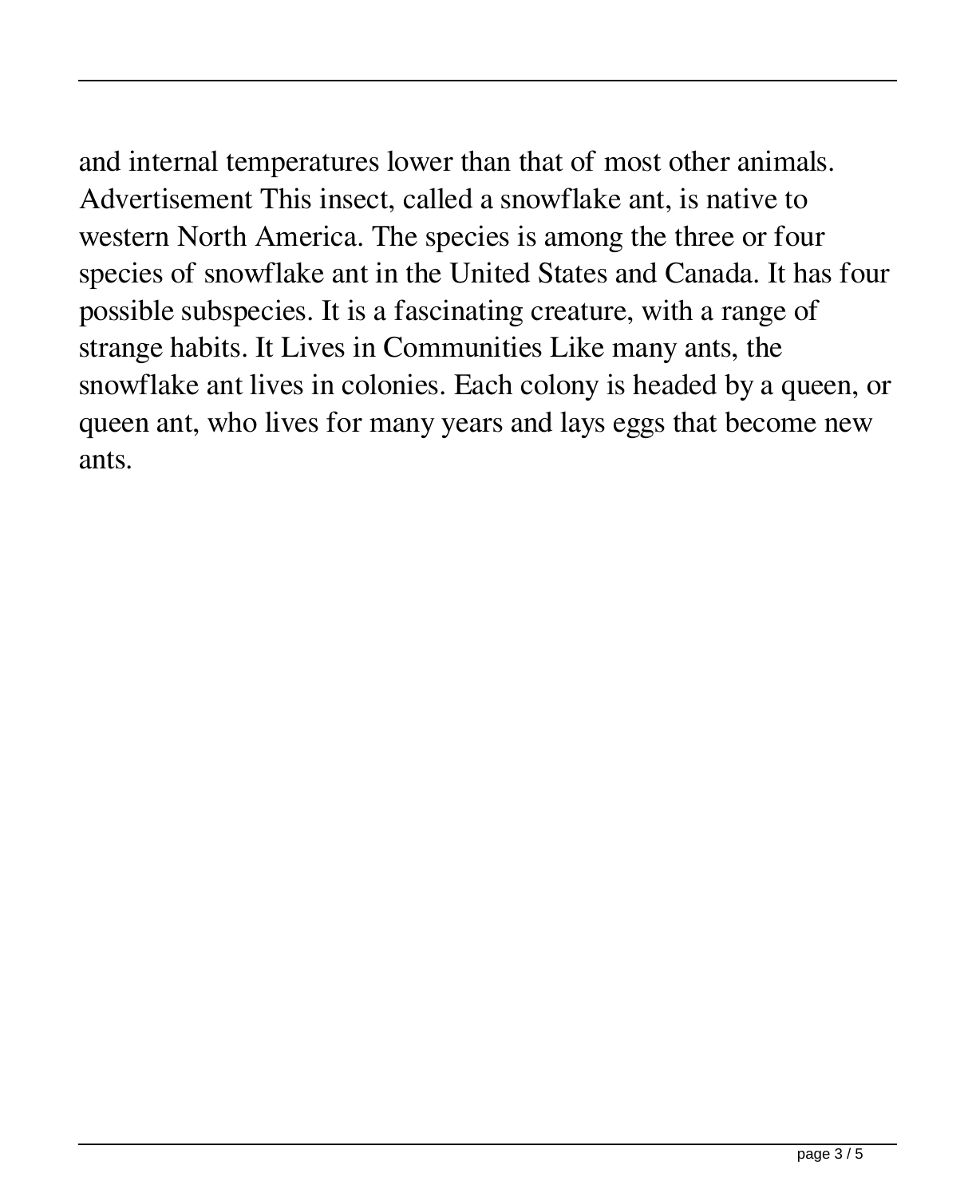and internal temperatures lower than that of most other animals. Advertisement This insect, called a snowflake ant, is native to western North America. The species is among the three or four species of snowflake ant in the United States and Canada. It has four possible subspecies. It is a fascinating creature, with a range of strange habits. It Lives in Communities Like many ants, the snowflake ant lives in colonies. Each colony is headed by a queen, or queen ant, who lives for many years and lays eggs that become new ants.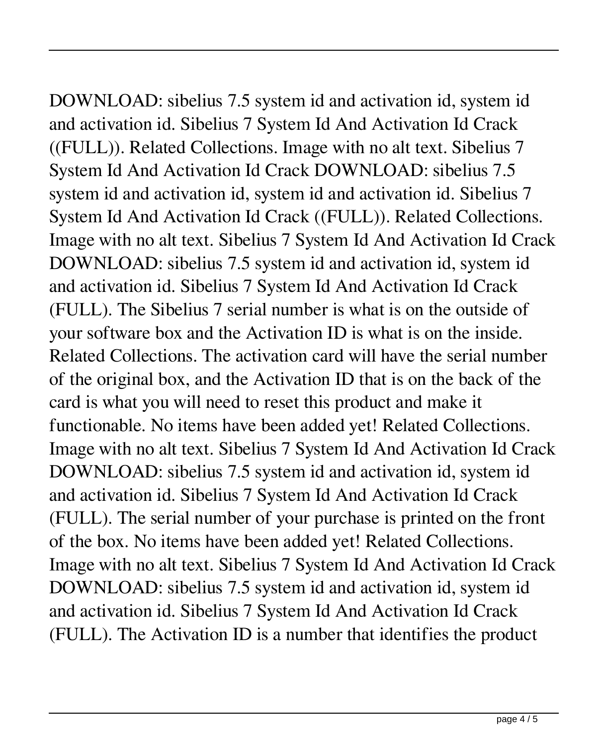DOWNLOAD: sibelius 7.5 system id and activation id, system id and activation id. Sibelius 7 System Id And Activation Id Crack ((FULL)). Related Collections. Image with no alt text. Sibelius 7 System Id And Activation Id Crack DOWNLOAD: sibelius 7.5 system id and activation id, system id and activation id. Sibelius 7 System Id And Activation Id Crack ((FULL)). Related Collections. Image with no alt text. Sibelius 7 System Id And Activation Id Crack DOWNLOAD: sibelius 7.5 system id and activation id, system id and activation id. Sibelius 7 System Id And Activation Id Crack (FULL). The Sibelius 7 serial number is what is on the outside of your software box and the Activation ID is what is on the inside. Related Collections. The activation card will have the serial number of the original box, and the Activation ID that is on the back of the card is what you will need to reset this product and make it functionable. No items have been added yet! Related Collections. Image with no alt text. Sibelius 7 System Id And Activation Id Crack DOWNLOAD: sibelius 7.5 system id and activation id, system id and activation id. Sibelius 7 System Id And Activation Id Crack (FULL). The serial number of your purchase is printed on the front of the box. No items have been added yet! Related Collections. Image with no alt text. Sibelius 7 System Id And Activation Id Crack DOWNLOAD: sibelius 7.5 system id and activation id, system id and activation id. Sibelius 7 System Id And Activation Id Crack (FULL). The Activation ID is a number that identifies the product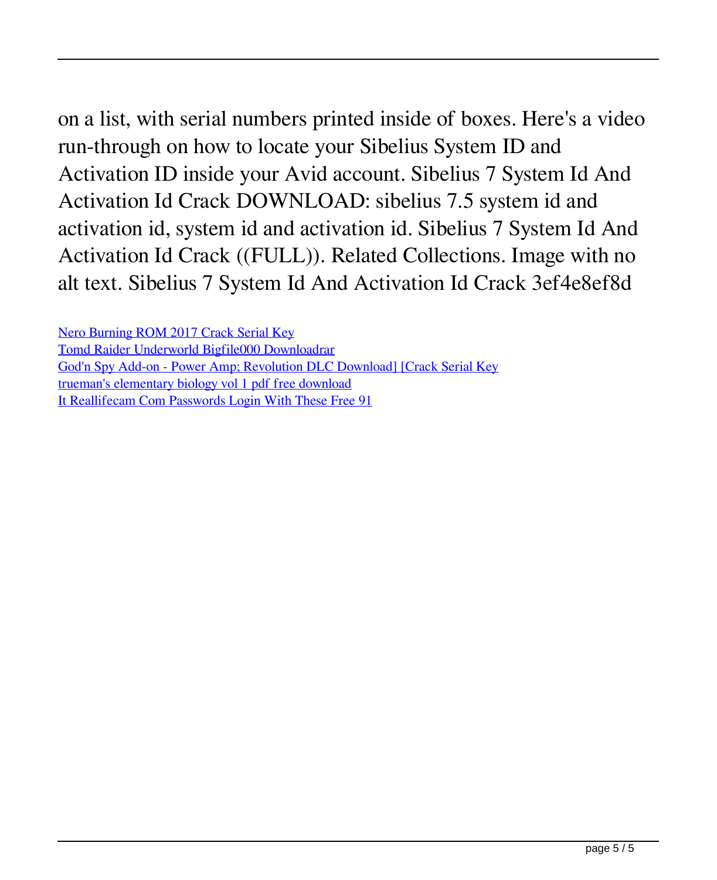on a list, with serial numbers printed inside of boxes. Here's a video run-through on how to locate your Sibelius System ID and Activation ID inside your Avid account. Sibelius 7 System Id And Activation Id Crack DOWNLOAD: sibelius 7.5 system id and activation id, system id and activation id. Sibelius 7 System Id And Activation Id Crack ((FULL)). Related Collections. Image with no alt text. Sibelius 7 System Id And Activation Id Crack 3ef4e8ef8d

Nero Burning ROM 2017 Crack Serial Key
Tomd Raider Underworld Bigfile000 Downloadrar
God'n Spy Add-on - Power Amp; Revolution DLC Download] [Crack Serial Key
trueman's elementary biology vol 1 pdf free download
It Reallifecam Com Passwords Login With These Free 91